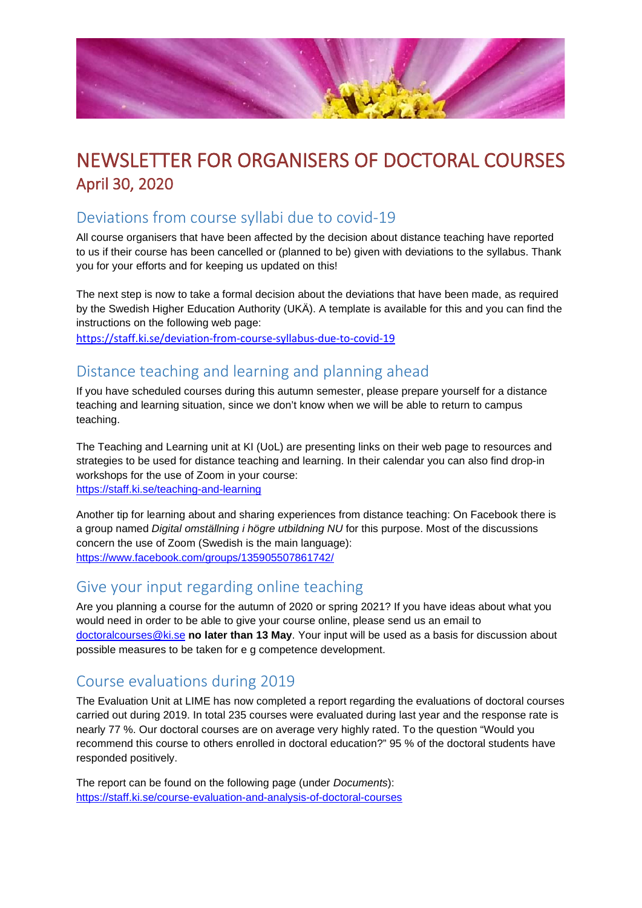# NEWSLETTER FOR ORGANISERS OF DOCTORAL COURSES

## April 30, 2020

## Deviations from course syllabi due to covid-19

All course organisers that have been affected by the decision about distance teaching have reported to us if their course has been cancelled or (planned to be) given with deviations to the syllabus. Thank you for your efforts and for keeping us updated on this!

The next step is now to take a formal decision about the deviations that have been made, as required by the Swedish Higher Education Authority (UKÄ). A template is available for this and you can find the instructions on the following web page:
https://staff.ki.se/deviation-from-course-syllabus-due-to-covid-19

## Distance teaching and learning and planning ahead

If you have scheduled courses during this autumn semester, please prepare yourself for a distance teaching and learning situation, since we don't know when we will be able to return to campus teaching.

The Teaching and Learning unit at KI (UoL) are presenting links on their web page to resources and strategies to be used for distance teaching and learning. In their calendar you can also find drop-in workshops for the use of Zoom in your course:
https://staff.ki.se/teaching-and-learning

Another tip for learning about and sharing experiences from distance teaching: On Facebook there is a group named *Digital omställning i högre utbildning NU* for this purpose. Most of the discussions concern the use of Zoom (Swedish is the main language):
https://www.facebook.com/groups/135905507861742/

## Give your input regarding online teaching

Are you planning a course for the autumn of 2020 or spring 2021? If you have ideas about what you would need in order to be able to give your course online, please send us an email to doctoralcourses@ki.se **no later than 13 May**. Your input will be used as a basis for discussion about possible measures to be taken for e g competence development.

## Course evaluations during 2019

The Evaluation Unit at LIME has now completed a report regarding the evaluations of doctoral courses carried out during 2019. In total 235 courses were evaluated during last year and the response rate is nearly 77 %. Our doctoral courses are on average very highly rated. To the question "Would you recommend this course to others enrolled in doctoral education?" 95 % of the doctoral students have responded positively.

The report can be found on the following page (under *Documents*):
https://staff.ki.se/course-evaluation-and-analysis-of-doctoral-courses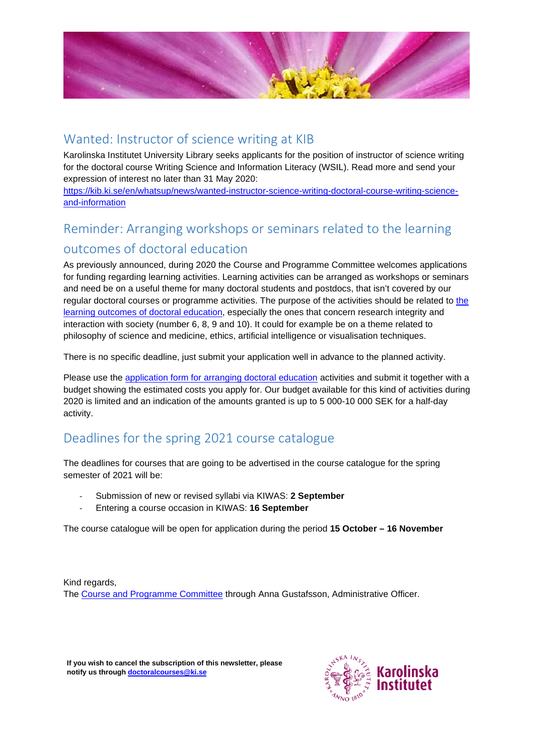## Wanted: Instructor of science writing at KIB

Karolinska Institutet University Library seeks applicants for the position of instructor of science writing for the doctoral course Writing Science and Information Literacy (WSIL). Read more and send your expression of interest no later than 31 May 2020:
https://kib.ki.se/en/whatsup/news/wanted-instructor-science-writing-doctoral-course-writing-science-and-information

## Reminder: Arranging workshops or seminars related to the learning outcomes of doctoral education

As previously announced, during 2020 the Course and Programme Committee welcomes applications for funding regarding learning activities. Learning activities can be arranged as workshops or seminars and need be on a useful theme for many doctoral students and postdocs, that isn't covered by our regular doctoral courses or programme activities. The purpose of the activities should be related to the learning outcomes of doctoral education, especially the ones that concern research integrity and interaction with society (number 6, 8, 9 and 10). It could for example be on a theme related to philosophy of science and medicine, ethics, artificial intelligence or visualisation techniques.

There is no specific deadline, just submit your application well in advance to the planned activity.

Please use the application form for arranging doctoral education activities and submit it together with a budget showing the estimated costs you apply for. Our budget available for this kind of activities during 2020 is limited and an indication of the amounts granted is up to 5 000-10 000 SEK for a half-day activity.

## Deadlines for the spring 2021 course catalogue

The deadlines for courses that are going to be advertised in the course catalogue for the spring semester of 2021 will be:

- Submission of new or revised syllabi via KIWAS: **2 September**
- Entering a course occasion in KIWAS: **16 September**

The course catalogue will be open for application during the period **15 October – 16 November**

Kind regards,
The Course and Programme Committee through Anna Gustafsson, Administrative Officer.

**If you wish to cancel the subscription of this newsletter, please notify us through doctoralcourses@ki.se**